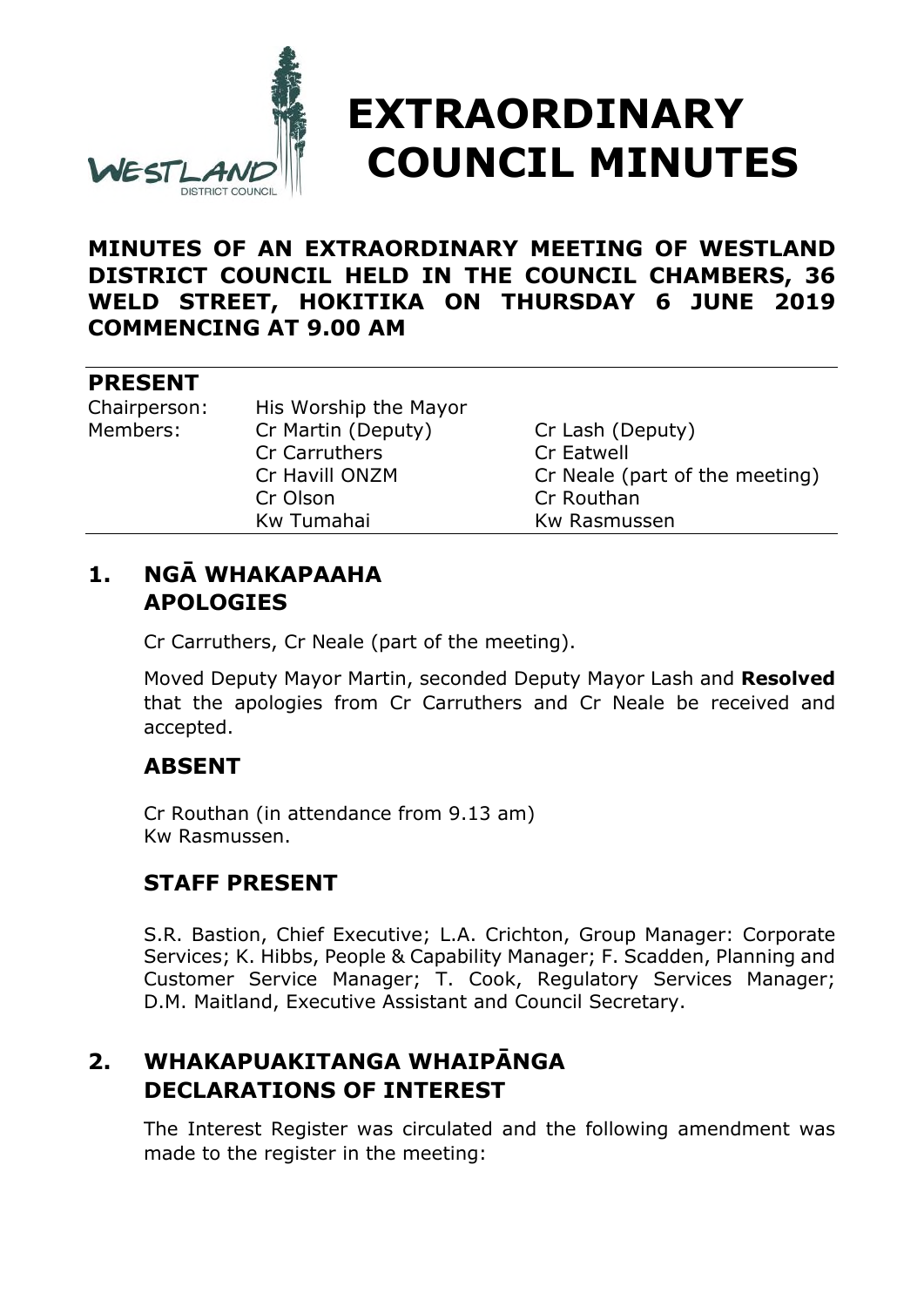# EXTRAORDINARY COUNCIL MINUTES

**MINUTES OF AN EXTRAORDINARY MEETING OF WESTLAND DISTRICT COUNCIL HELD IN THE COUNCIL CHAMBERS, 36 WELD STREET, HOKITIKA ON THURSDAY 6 JUNE 2019 COMMENCING AT 9.00 AM**

## PRESENT

| | | |
|---|---|---|
| Chairperson: | His Worship the Mayor | |
| Members: | Cr Martin (Deputy) | Cr Lash (Deputy) |
| | Cr Carruthers | Cr Eatwell |
| | Cr Havill ONZM | Cr Neale (part of the meeting) |
| | Cr Olson | Cr Routhan |
| | Kw Tumahai | Kw Rasmussen |

## 1. NGĀ WHAKAPAAHA APOLOGIES

Cr Carruthers, Cr Neale (part of the meeting).

Moved Deputy Mayor Martin, seconded Deputy Mayor Lash and **Resolved** that the apologies from Cr Carruthers and Cr Neale be received and accepted.

### ABSENT

Cr Routhan (in attendance from 9.13 am)
Kw Rasmussen.

### STAFF PRESENT

S.R. Bastion, Chief Executive; L.A. Crichton, Group Manager: Corporate Services; K. Hibbs, People & Capability Manager; F. Scadden, Planning and Customer Service Manager; T. Cook, Regulatory Services Manager; D.M. Maitland, Executive Assistant and Council Secretary.

## 2. WHAKAPUAKITANGA WHAIPĀNGA DECLARATIONS OF INTEREST

The Interest Register was circulated and the following amendment was made to the register in the meeting: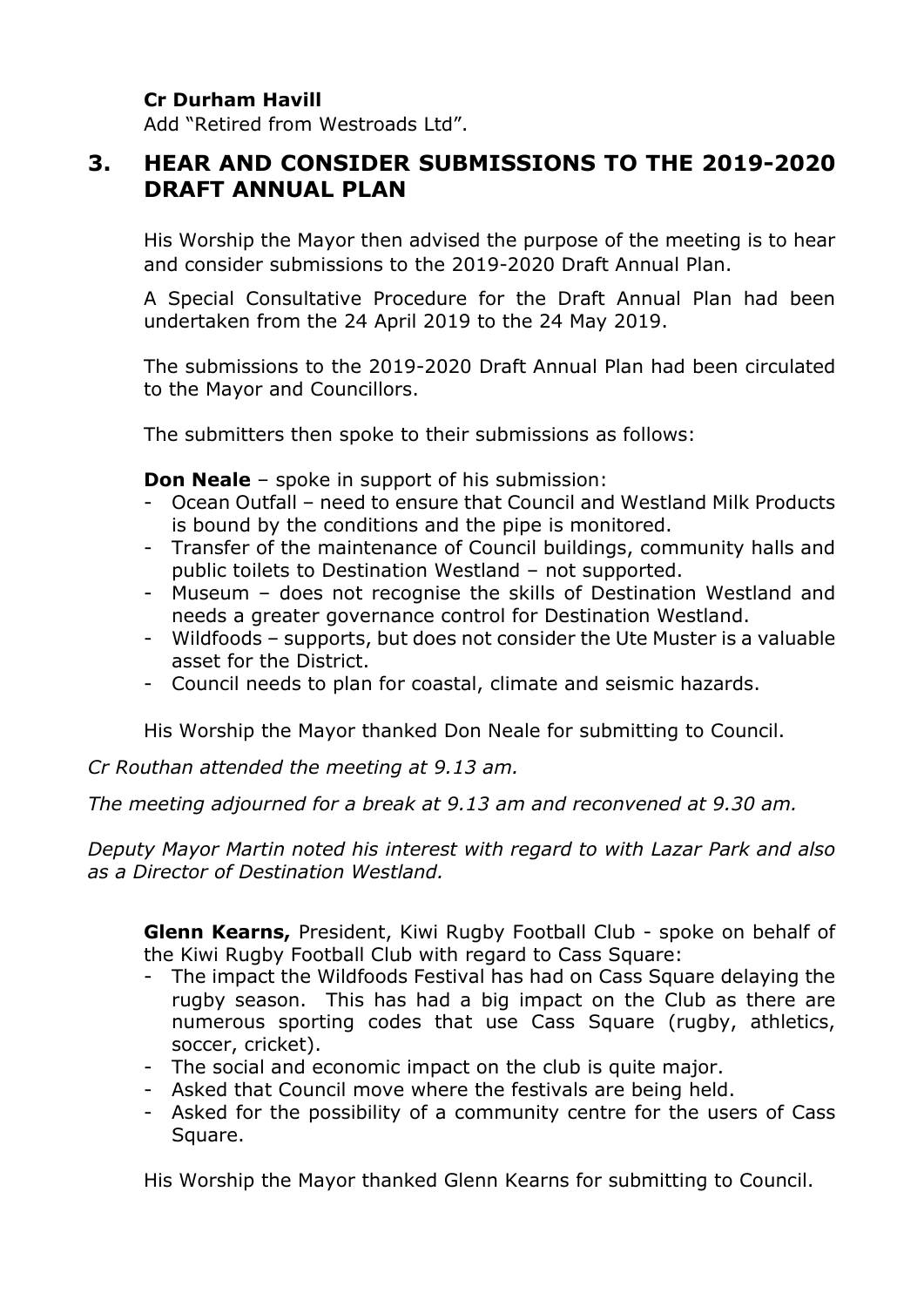**Cr Durham Havill**
Add "Retired from Westroads Ltd".

## 3. HEAR AND CONSIDER SUBMISSIONS TO THE 2019-2020 DRAFT ANNUAL PLAN

His Worship the Mayor then advised the purpose of the meeting is to hear and consider submissions to the 2019-2020 Draft Annual Plan.

A Special Consultative Procedure for the Draft Annual Plan had been undertaken from the 24 April 2019 to the 24 May 2019.

The submissions to the 2019-2020 Draft Annual Plan had been circulated to the Mayor and Councillors.

The submitters then spoke to their submissions as follows:

**Don Neale** – spoke in support of his submission:

- Ocean Outfall – need to ensure that Council and Westland Milk Products is bound by the conditions and the pipe is monitored.
- Transfer of the maintenance of Council buildings, community halls and public toilets to Destination Westland – not supported.
- Museum – does not recognise the skills of Destination Westland and needs a greater governance control for Destination Westland.
- Wildfoods – supports, but does not consider the Ute Muster is a valuable asset for the District.
- Council needs to plan for coastal, climate and seismic hazards.

His Worship the Mayor thanked Don Neale for submitting to Council.

*Cr Routhan attended the meeting at 9.13 am.*

*The meeting adjourned for a break at 9.13 am and reconvened at 9.30 am.*

*Deputy Mayor Martin noted his interest with regard to with Lazar Park and also as a Director of Destination Westland.*

**Glenn Kearns,** President, Kiwi Rugby Football Club - spoke on behalf of the Kiwi Rugby Football Club with regard to Cass Square:

- The impact the Wildfoods Festival has had on Cass Square delaying the rugby season. This has had a big impact on the Club as there are numerous sporting codes that use Cass Square (rugby, athletics, soccer, cricket).
- The social and economic impact on the club is quite major.
- Asked that Council move where the festivals are being held.
- Asked for the possibility of a community centre for the users of Cass Square.

His Worship the Mayor thanked Glenn Kearns for submitting to Council.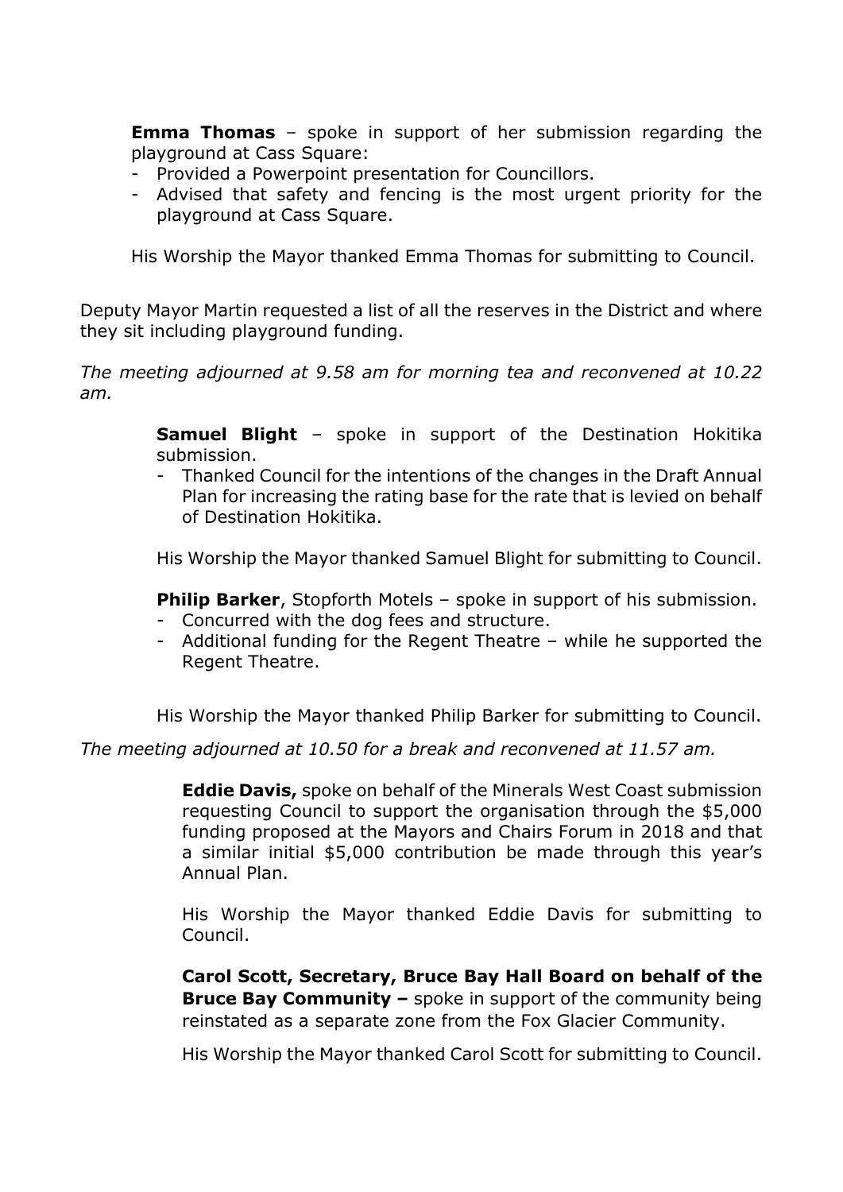**Emma Thomas** – spoke in support of her submission regarding the playground at Cass Square:

- Provided a Powerpoint presentation for Councillors.
- Advised that safety and fencing is the most urgent priority for the playground at Cass Square.

His Worship the Mayor thanked Emma Thomas for submitting to Council.

Deputy Mayor Martin requested a list of all the reserves in the District and where they sit including playground funding.

*The meeting adjourned at 9.58 am for morning tea and reconvened at 10.22 am.*

**Samuel Blight** – spoke in support of the Destination Hokitika submission.

- Thanked Council for the intentions of the changes in the Draft Annual Plan for increasing the rating base for the rate that is levied on behalf of Destination Hokitika.

His Worship the Mayor thanked Samuel Blight for submitting to Council.

**Philip Barker**, Stopforth Motels – spoke in support of his submission.

- Concurred with the dog fees and structure.
- Additional funding for the Regent Theatre – while he supported the Regent Theatre.

His Worship the Mayor thanked Philip Barker for submitting to Council.

*The meeting adjourned at 10.50 for a break and reconvened at 11.57 am.*

**Eddie Davis,** spoke on behalf of the Minerals West Coast submission requesting Council to support the organisation through the $5,000 funding proposed at the Mayors and Chairs Forum in 2018 and that a similar initial $5,000 contribution be made through this year's Annual Plan.

His Worship the Mayor thanked Eddie Davis for submitting to Council.

**Carol Scott, Secretary, Bruce Bay Hall Board on behalf of the Bruce Bay Community –** spoke in support of the community being reinstated as a separate zone from the Fox Glacier Community.

His Worship the Mayor thanked Carol Scott for submitting to Council.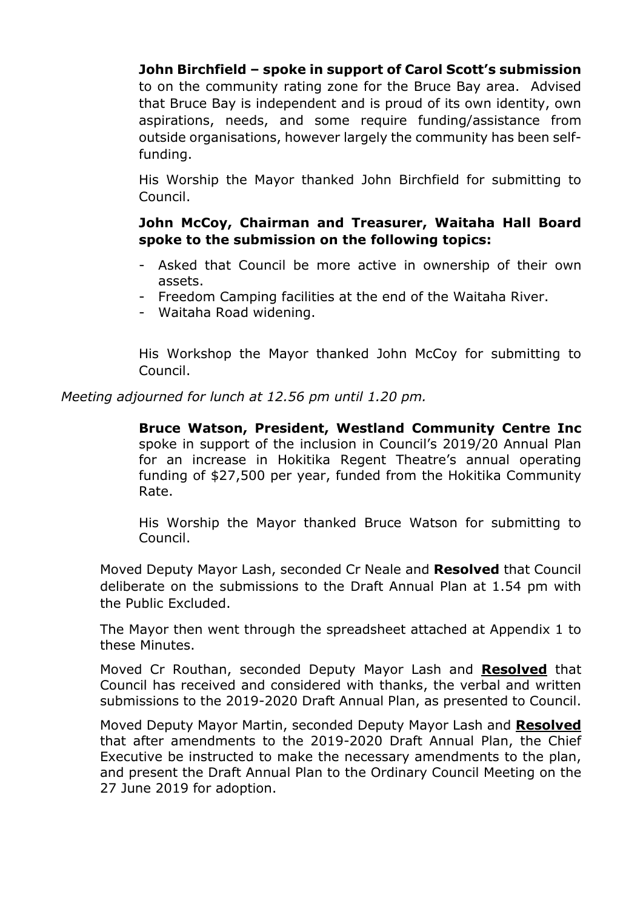**John Birchfield – spoke in support of Carol Scott's submission** to on the community rating zone for the Bruce Bay area. Advised that Bruce Bay is independent and is proud of its own identity, own aspirations, needs, and some require funding/assistance from outside organisations, however largely the community has been self-funding.

His Worship the Mayor thanked John Birchfield for submitting to Council.

**John McCoy, Chairman and Treasurer, Waitaha Hall Board spoke to the submission on the following topics:**

- Asked that Council be more active in ownership of their own assets.
- Freedom Camping facilities at the end of the Waitaha River.
- Waitaha Road widening.

His Workshop the Mayor thanked John McCoy for submitting to Council.

*Meeting adjourned for lunch at 12.56 pm until 1.20 pm.*

**Bruce Watson, President, Westland Community Centre Inc** spoke in support of the inclusion in Council's 2019/20 Annual Plan for an increase in Hokitika Regent Theatre's annual operating funding of $27,500 per year, funded from the Hokitika Community Rate.

His Worship the Mayor thanked Bruce Watson for submitting to Council.

Moved Deputy Mayor Lash, seconded Cr Neale and **Resolved** that Council deliberate on the submissions to the Draft Annual Plan at 1.54 pm with the Public Excluded.

The Mayor then went through the spreadsheet attached at Appendix 1 to these Minutes.

Moved Cr Routhan, seconded Deputy Mayor Lash and **Resolved** that Council has received and considered with thanks, the verbal and written submissions to the 2019-2020 Draft Annual Plan, as presented to Council.

Moved Deputy Mayor Martin, seconded Deputy Mayor Lash and **Resolved** that after amendments to the 2019-2020 Draft Annual Plan, the Chief Executive be instructed to make the necessary amendments to the plan, and present the Draft Annual Plan to the Ordinary Council Meeting on the 27 June 2019 for adoption.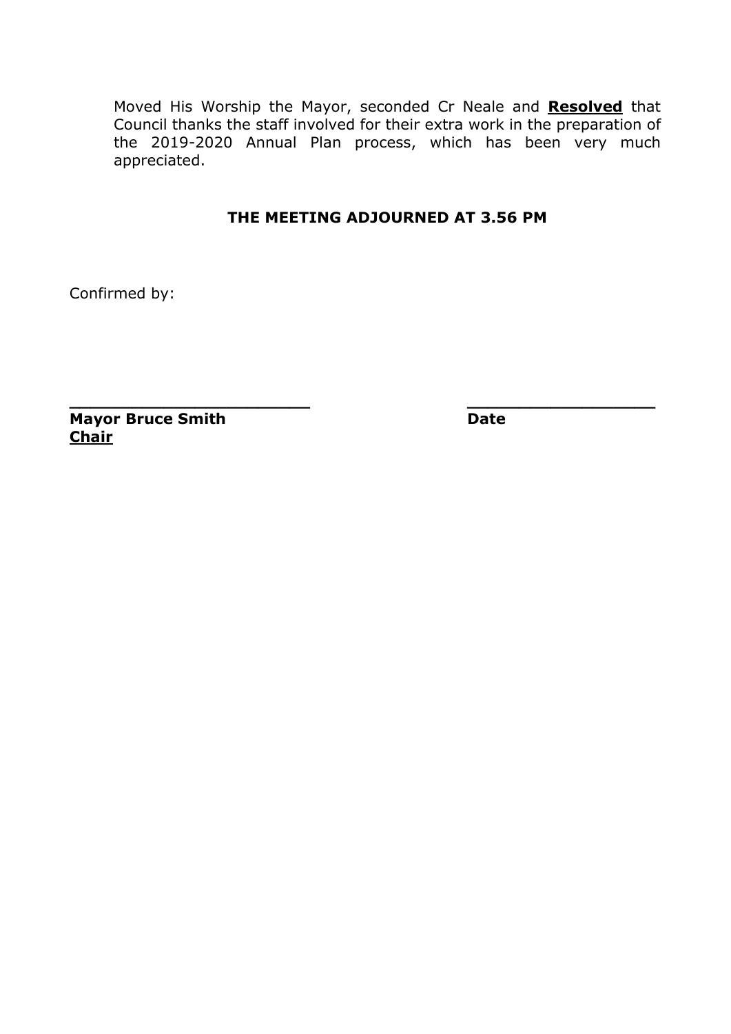Moved His Worship the Mayor, seconded Cr Neale and **Resolved** that Council thanks the staff involved for their extra work in the preparation of the 2019-2020 Annual Plan process, which has been very much appreciated.

**THE MEETING ADJOURNED AT 3.56 PM**

Confirmed by:

\_\_\_\_\_\_\_\_\_\_\_\_\_\_\_\_\_\_\_\_\_\_\_\_ \_\_\_\_\_\_\_\_\_\_\_\_\_\_\_\_\_\_\_

**Mayor Bruce Smith** **Date**
**Chair**